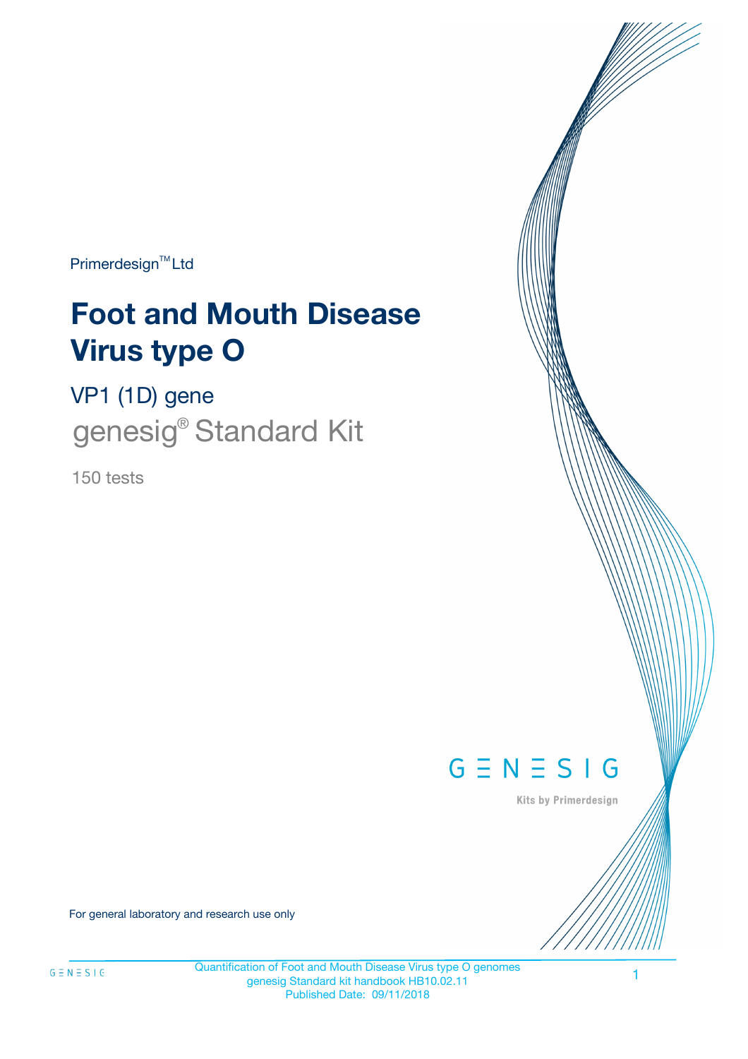Primerdesign™ Ltd

# Foot and Mouth Disease Virus type O

## VP1 (1D) gene

## genesig® Standard Kit

150 tests

GENESIG

Kits by Primerdesign

For general laboratory and research use only

Quantification of Foot and Mouth Disease Virus type O genomes
genesig Standard kit handbook HB10.02.11
Published Date: 09/11/2018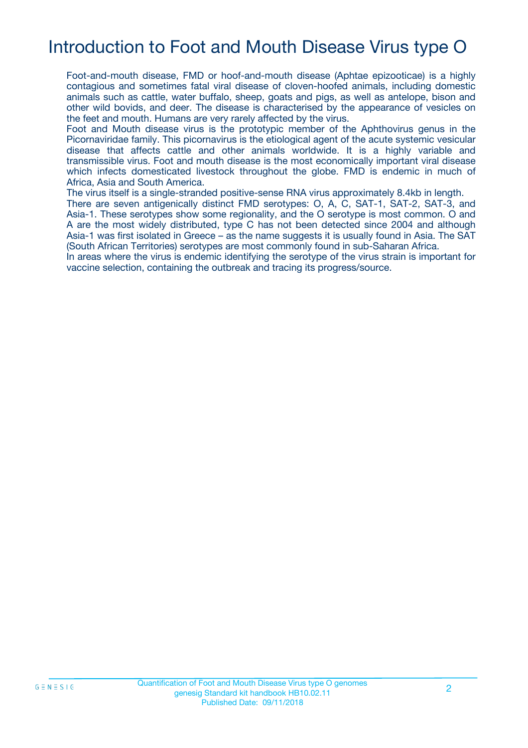# Introduction to Foot and Mouth Disease Virus type O

Foot-and-mouth disease, FMD or hoof-and-mouth disease (Aphtae epizooticae) is a highly contagious and sometimes fatal viral disease of cloven-hoofed animals, including domestic animals such as cattle, water buffalo, sheep, goats and pigs, as well as antelope, bison and other wild bovids, and deer. The disease is characterised by the appearance of vesicles on the feet and mouth. Humans are very rarely affected by the virus.

Foot and Mouth disease virus is the prototypic member of the Aphthovirus genus in the Picornaviridae family. This picornavirus is the etiological agent of the acute systemic vesicular disease that affects cattle and other animals worldwide. It is a highly variable and transmissible virus. Foot and mouth disease is the most economically important viral disease which infects domesticated livestock throughout the globe. FMD is endemic in much of Africa, Asia and South America.

The virus itself is a single-stranded positive-sense RNA virus approximately 8.4kb in length.

There are seven antigenically distinct FMD serotypes: O, A, C, SAT-1, SAT-2, SAT-3, and Asia-1. These serotypes show some regionality, and the O serotype is most common. O and A are the most widely distributed, type C has not been detected since 2004 and although Asia-1 was first isolated in Greece – as the name suggests it is usually found in Asia. The SAT (South African Territories) serotypes are most commonly found in sub-Saharan Africa.

In areas where the virus is endemic identifying the serotype of the virus strain is important for vaccine selection, containing the outbreak and tracing its progress/source.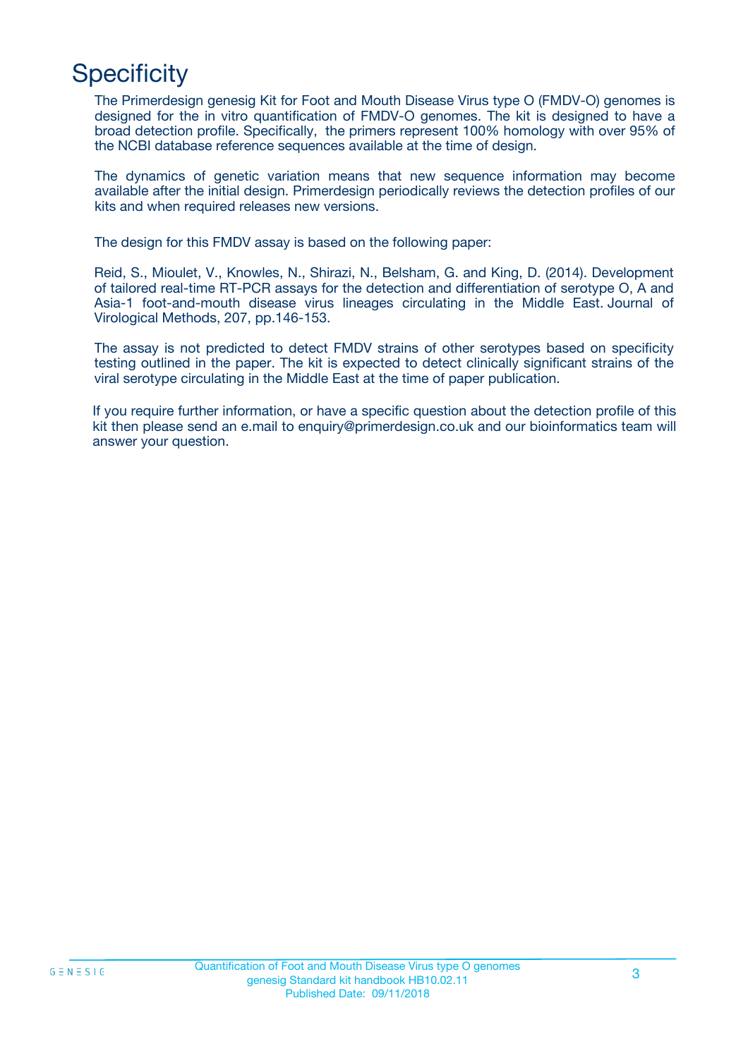# Specificity

The Primerdesign genesig Kit for Foot and Mouth Disease Virus type O (FMDV-O) genomes is designed for the in vitro quantification of FMDV-O genomes. The kit is designed to have a broad detection profile. Specifically, the primers represent 100% homology with over 95% of the NCBI database reference sequences available at the time of design.

The dynamics of genetic variation means that new sequence information may become available after the initial design. Primerdesign periodically reviews the detection profiles of our kits and when required releases new versions.

The design for this FMDV assay is based on the following paper:

Reid, S., Mioulet, V., Knowles, N., Shirazi, N., Belsham, G. and King, D. (2014). Development of tailored real-time RT-PCR assays for the detection and differentiation of serotype O, A and Asia-1 foot-and-mouth disease virus lineages circulating in the Middle East. Journal of Virological Methods, 207, pp.146-153.

The assay is not predicted to detect FMDV strains of other serotypes based on specificity testing outlined in the paper. The kit is expected to detect clinically significant strains of the viral serotype circulating in the Middle East at the time of paper publication.

If you require further information, or have a specific question about the detection profile of this kit then please send an e.mail to enquiry@primerdesign.co.uk and our bioinformatics team will answer your question.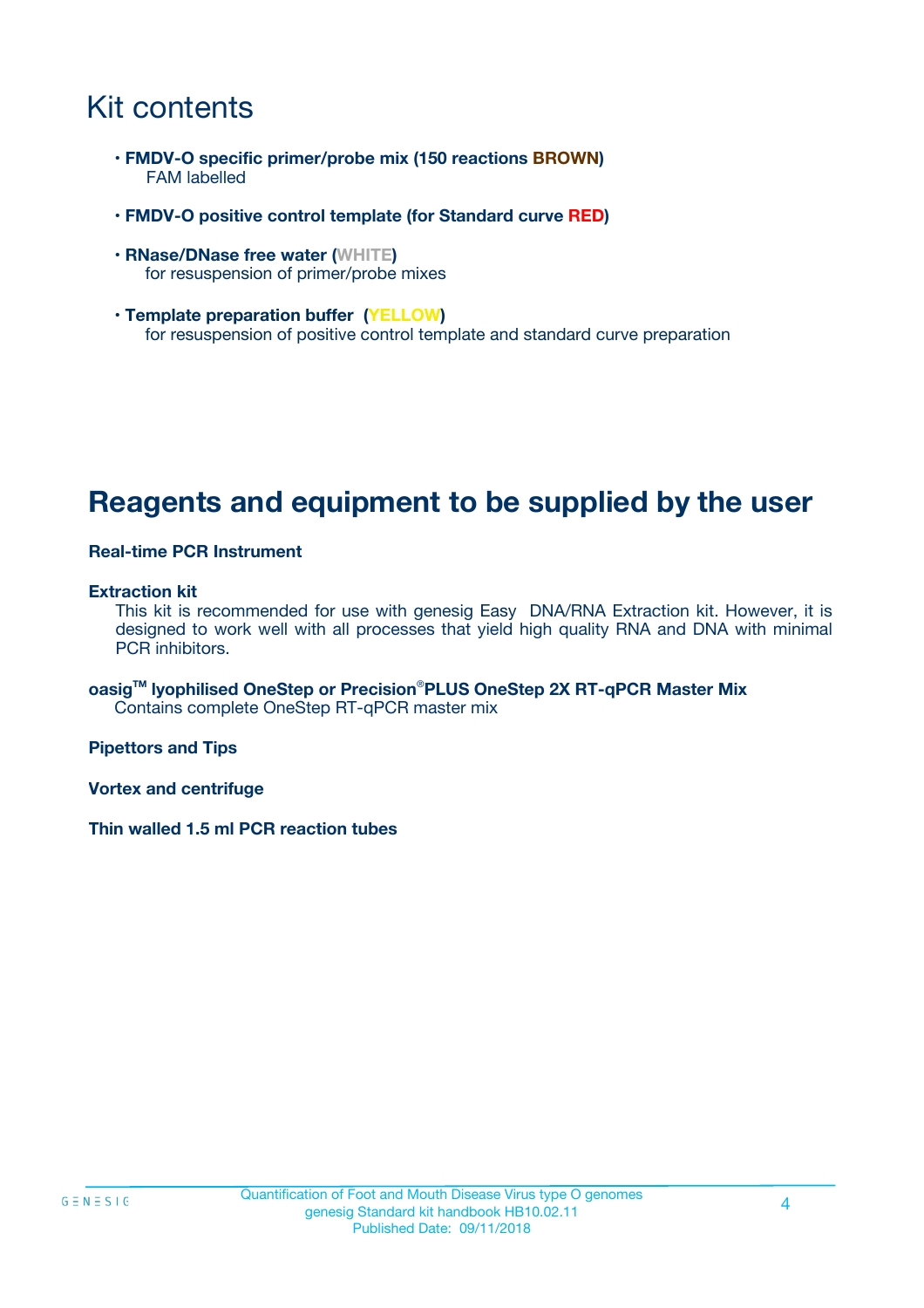# Kit contents

- **FMDV-O specific primer/probe mix (150 reactions BROWN)**
  FAM labelled

- **FMDV-O positive control template (for Standard curve RED)**

- **RNase/DNase free water (WHITE)**
  for resuspension of primer/probe mixes

- **Template preparation buffer (YELLOW)**
  for resuspension of positive control template and standard curve preparation

# Reagents and equipment to be supplied by the user

**Real-time PCR Instrument**

**Extraction kit**
This kit is recommended for use with genesig Easy DNA/RNA Extraction kit. However, it is designed to work well with all processes that yield high quality RNA and DNA with minimal PCR inhibitors.

**oasig™ lyophilised OneStep or Precision®PLUS OneStep 2X RT-qPCR Master Mix**
Contains complete OneStep RT-qPCR master mix

**Pipettors and Tips**

**Vortex and centrifuge**

**Thin walled 1.5 ml PCR reaction tubes**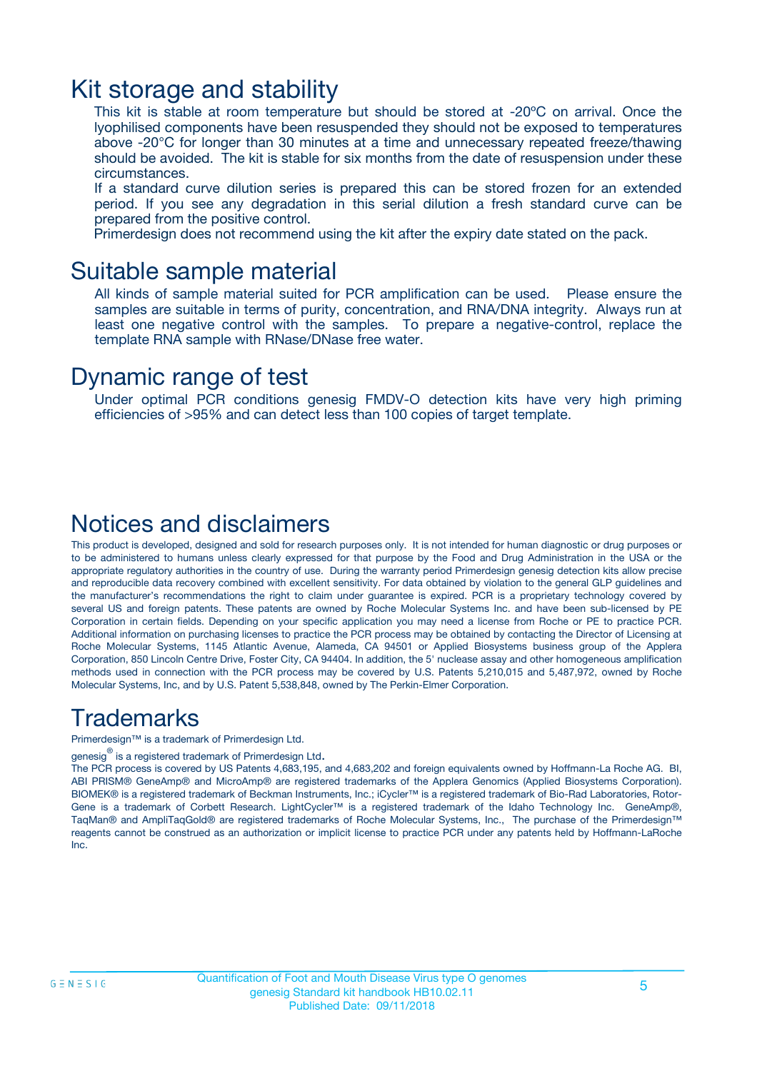# Kit storage and stability

This kit is stable at room temperature but should be stored at -20ºC on arrival. Once the lyophilised components have been resuspended they should not be exposed to temperatures above -20°C for longer than 30 minutes at a time and unnecessary repeated freeze/thawing should be avoided. The kit is stable for six months from the date of resuspension under these circumstances.

If a standard curve dilution series is prepared this can be stored frozen for an extended period. If you see any degradation in this serial dilution a fresh standard curve can be prepared from the positive control.

Primerdesign does not recommend using the kit after the expiry date stated on the pack.

# Suitable sample material

All kinds of sample material suited for PCR amplification can be used. Please ensure the samples are suitable in terms of purity, concentration, and RNA/DNA integrity. Always run at least one negative control with the samples. To prepare a negative-control, replace the template RNA sample with RNase/DNase free water.

# Dynamic range of test

Under optimal PCR conditions genesig FMDV-O detection kits have very high priming efficiencies of >95% and can detect less than 100 copies of target template.

# Notices and disclaimers

This product is developed, designed and sold for research purposes only. It is not intended for human diagnostic or drug purposes or to be administered to humans unless clearly expressed for that purpose by the Food and Drug Administration in the USA or the appropriate regulatory authorities in the country of use. During the warranty period Primerdesign genesig detection kits allow precise and reproducible data recovery combined with excellent sensitivity. For data obtained by violation to the general GLP guidelines and the manufacturer's recommendations the right to claim under guarantee is expired. PCR is a proprietary technology covered by several US and foreign patents. These patents are owned by Roche Molecular Systems Inc. and have been sub-licensed by PE Corporation in certain fields. Depending on your specific application you may need a license from Roche or PE to practice PCR. Additional information on purchasing licenses to practice the PCR process may be obtained by contacting the Director of Licensing at Roche Molecular Systems, 1145 Atlantic Avenue, Alameda, CA 94501 or Applied Biosystems business group of the Applera Corporation, 850 Lincoln Centre Drive, Foster City, CA 94404. In addition, the 5' nuclease assay and other homogeneous amplification methods used in connection with the PCR process may be covered by U.S. Patents 5,210,015 and 5,487,972, owned by Roche Molecular Systems, Inc, and by U.S. Patent 5,538,848, owned by The Perkin-Elmer Corporation.

# Trademarks

Primerdesign™ is a trademark of Primerdesign Ltd.

genesig® is a registered trademark of Primerdesign Ltd.

The PCR process is covered by US Patents 4,683,195, and 4,683,202 and foreign equivalents owned by Hoffmann-La Roche AG. BI, ABI PRISM® GeneAmp® and MicroAmp® are registered trademarks of the Applera Genomics (Applied Biosystems Corporation). BIOMEK® is a registered trademark of Beckman Instruments, Inc.; iCycler™ is a registered trademark of Bio-Rad Laboratories, Rotor-Gene is a trademark of Corbett Research. LightCycler™ is a registered trademark of the Idaho Technology Inc. GeneAmp®, TaqMan® and AmpliTaqGold® are registered trademarks of Roche Molecular Systems, Inc., The purchase of the Primerdesign™ reagents cannot be construed as an authorization or implicit license to practice PCR under any patents held by Hoffmann-LaRoche Inc.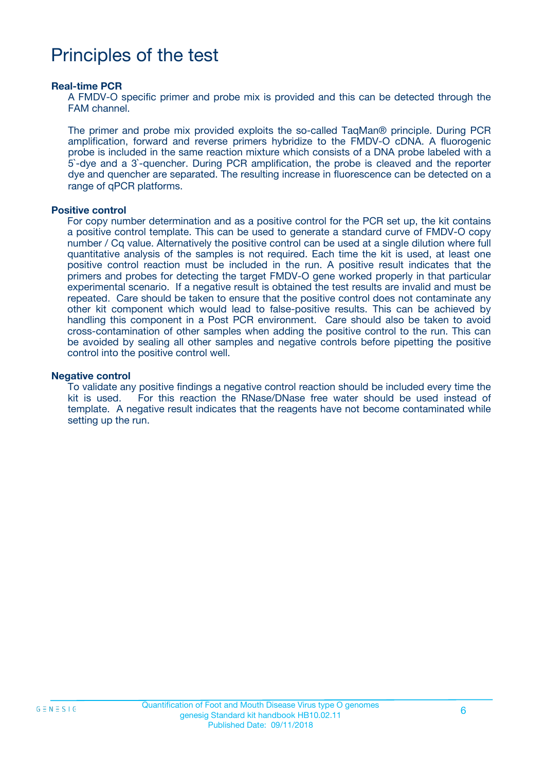# Principles of the test

**Real-time PCR**

A FMDV-O specific primer and probe mix is provided and this can be detected through the FAM channel.

The primer and probe mix provided exploits the so-called TaqMan® principle. During PCR amplification, forward and reverse primers hybridize to the FMDV-O cDNA. A fluorogenic probe is included in the same reaction mixture which consists of a DNA probe labeled with a 5`-dye and a 3`-quencher. During PCR amplification, the probe is cleaved and the reporter dye and quencher are separated. The resulting increase in fluorescence can be detected on a range of qPCR platforms.

**Positive control**

For copy number determination and as a positive control for the PCR set up, the kit contains a positive control template. This can be used to generate a standard curve of FMDV-O copy number / Cq value. Alternatively the positive control can be used at a single dilution where full quantitative analysis of the samples is not required. Each time the kit is used, at least one positive control reaction must be included in the run. A positive result indicates that the primers and probes for detecting the target FMDV-O gene worked properly in that particular experimental scenario. If a negative result is obtained the test results are invalid and must be repeated. Care should be taken to ensure that the positive control does not contaminate any other kit component which would lead to false-positive results. This can be achieved by handling this component in a Post PCR environment. Care should also be taken to avoid cross-contamination of other samples when adding the positive control to the run. This can be avoided by sealing all other samples and negative controls before pipetting the positive control into the positive control well.

**Negative control**

To validate any positive findings a negative control reaction should be included every time the kit is used. For this reaction the RNase/DNase free water should be used instead of template. A negative result indicates that the reagents have not become contaminated while setting up the run.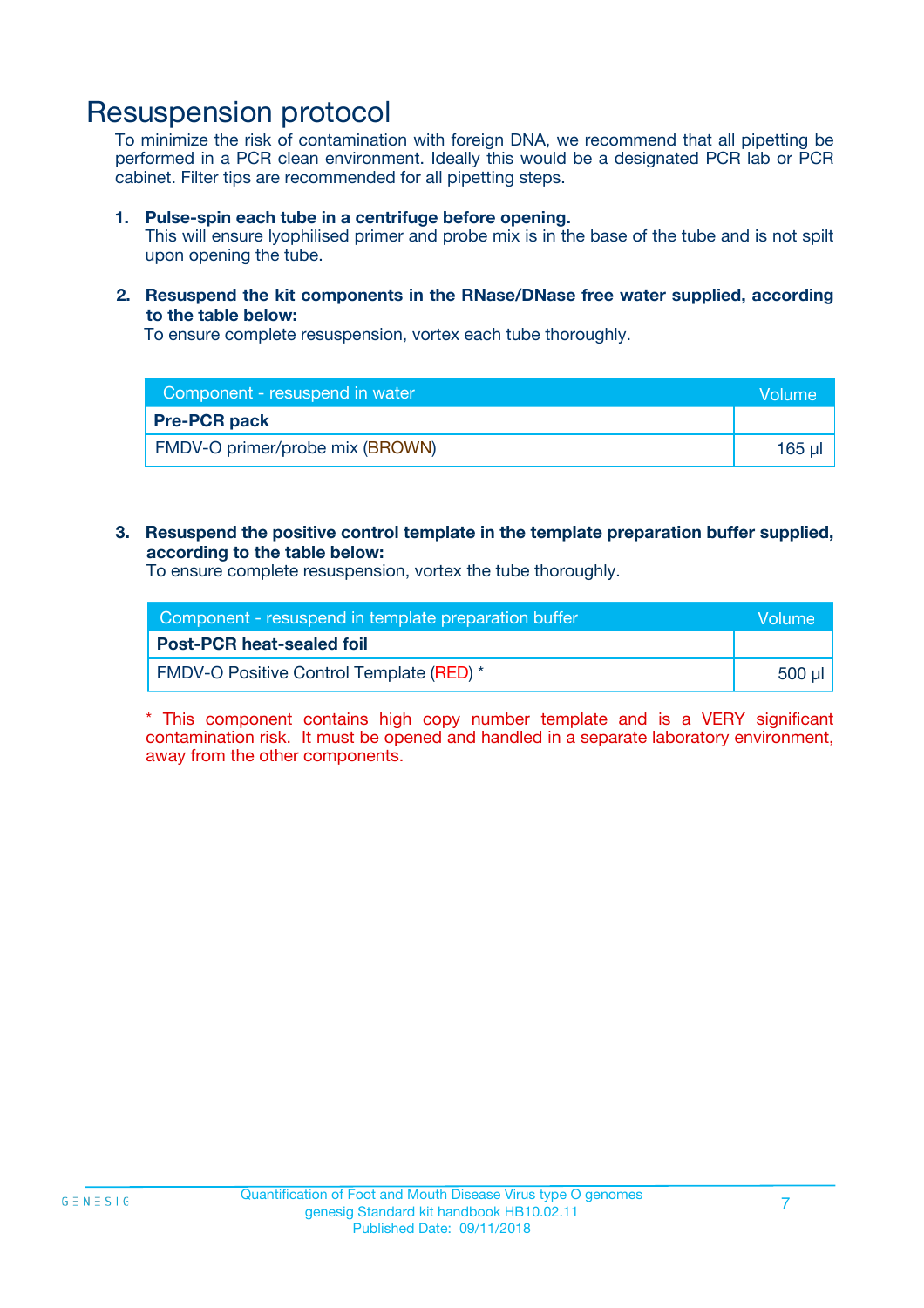# Resuspension protocol

To minimize the risk of contamination with foreign DNA, we recommend that all pipetting be performed in a PCR clean environment. Ideally this would be a designated PCR lab or PCR cabinet. Filter tips are recommended for all pipetting steps.

1. **Pulse-spin each tube in a centrifuge before opening.**
   This will ensure lyophilised primer and probe mix is in the base of the tube and is not spilt upon opening the tube.

2. **Resuspend the kit components in the RNase/DNase free water supplied, according to the table below:**
   To ensure complete resuspension, vortex each tube thoroughly.

| Component - resuspend in water | Volume |
|---|---|
| **Pre-PCR pack** | |
| FMDV-O primer/probe mix (BROWN) | 165 µl |

3. **Resuspend the positive control template in the template preparation buffer supplied, according to the table below:**
   To ensure complete resuspension, vortex the tube thoroughly.

| Component - resuspend in template preparation buffer | Volume |
|---|---|
| **Post-PCR heat-sealed foil** | |
| FMDV-O Positive Control Template (RED) * | 500 µl |

* This component contains high copy number template and is a VERY significant contamination risk. It must be opened and handled in a separate laboratory environment, away from the other components.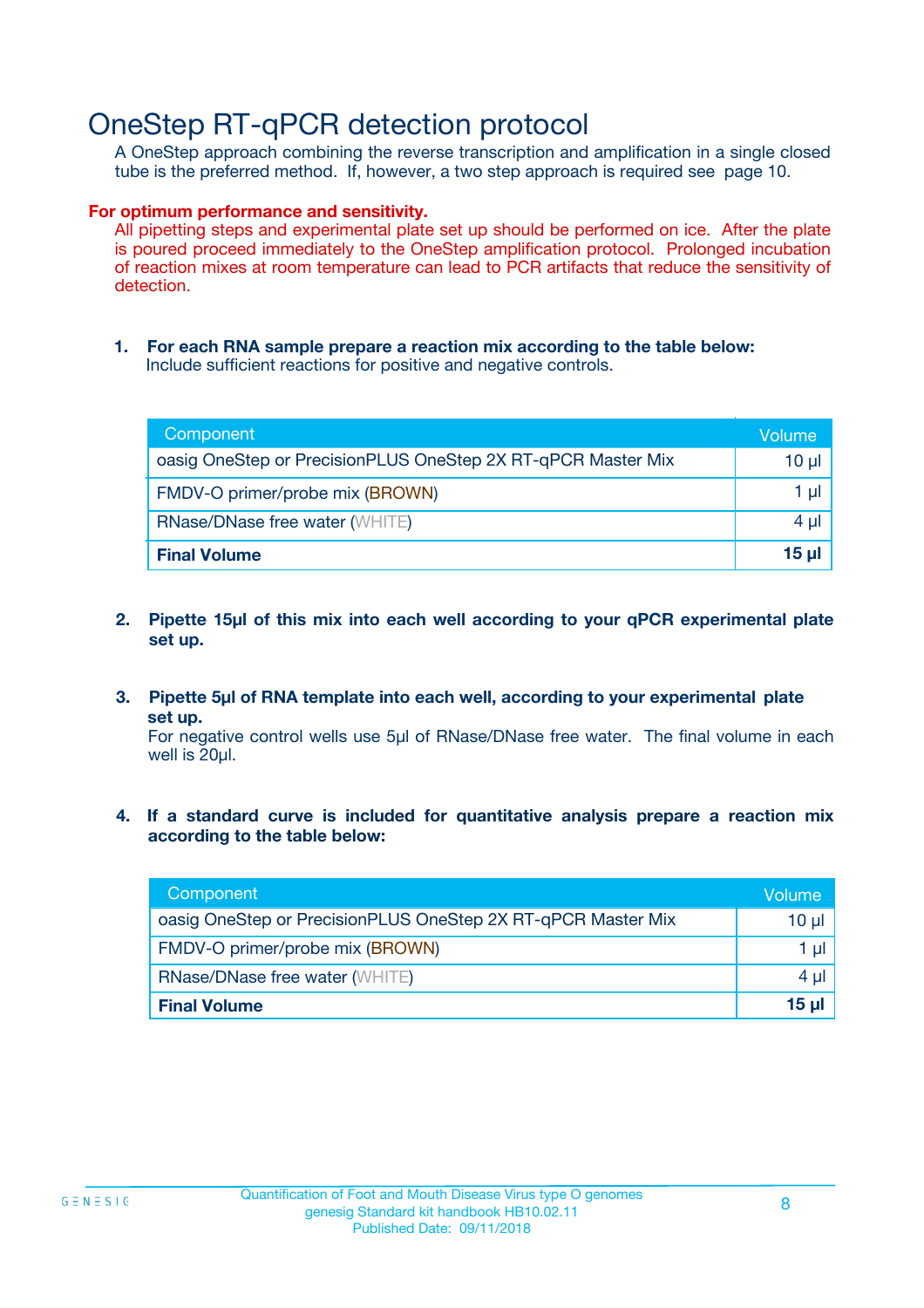# OneStep RT-qPCR detection protocol

A OneStep approach combining the reverse transcription and amplification in a single closed tube is the preferred method. If, however, a two step approach is required see page 10.

**For optimum performance and sensitivity.**

All pipetting steps and experimental plate set up should be performed on ice. After the plate is poured proceed immediately to the OneStep amplification protocol. Prolonged incubation of reaction mixes at room temperature can lead to PCR artifacts that reduce the sensitivity of detection.

1. **For each RNA sample prepare a reaction mix according to the table below:**
   Include sufficient reactions for positive and negative controls.

| Component | Volume |
|---|---|
| oasig OneStep or PrecisionPLUS OneStep 2X RT-qPCR Master Mix | 10 µl |
| FMDV-O primer/probe mix (BROWN) | 1 µl |
| RNase/DNase free water (WHITE) | 4 µl |
| **Final Volume** | **15 µl** |

2. **Pipette 15µl of this mix into each well according to your qPCR experimental plate set up.**

3. **Pipette 5µl of RNA template into each well, according to your experimental plate set up.**
   For negative control wells use 5µl of RNase/DNase free water. The final volume in each well is 20µl.

4. **If a standard curve is included for quantitative analysis prepare a reaction mix according to the table below:**

| Component | Volume |
|---|---|
| oasig OneStep or PrecisionPLUS OneStep 2X RT-qPCR Master Mix | 10 µl |
| FMDV-O primer/probe mix (BROWN) | 1 µl |
| RNase/DNase free water (WHITE) | 4 µl |
| **Final Volume** | **15 µl** |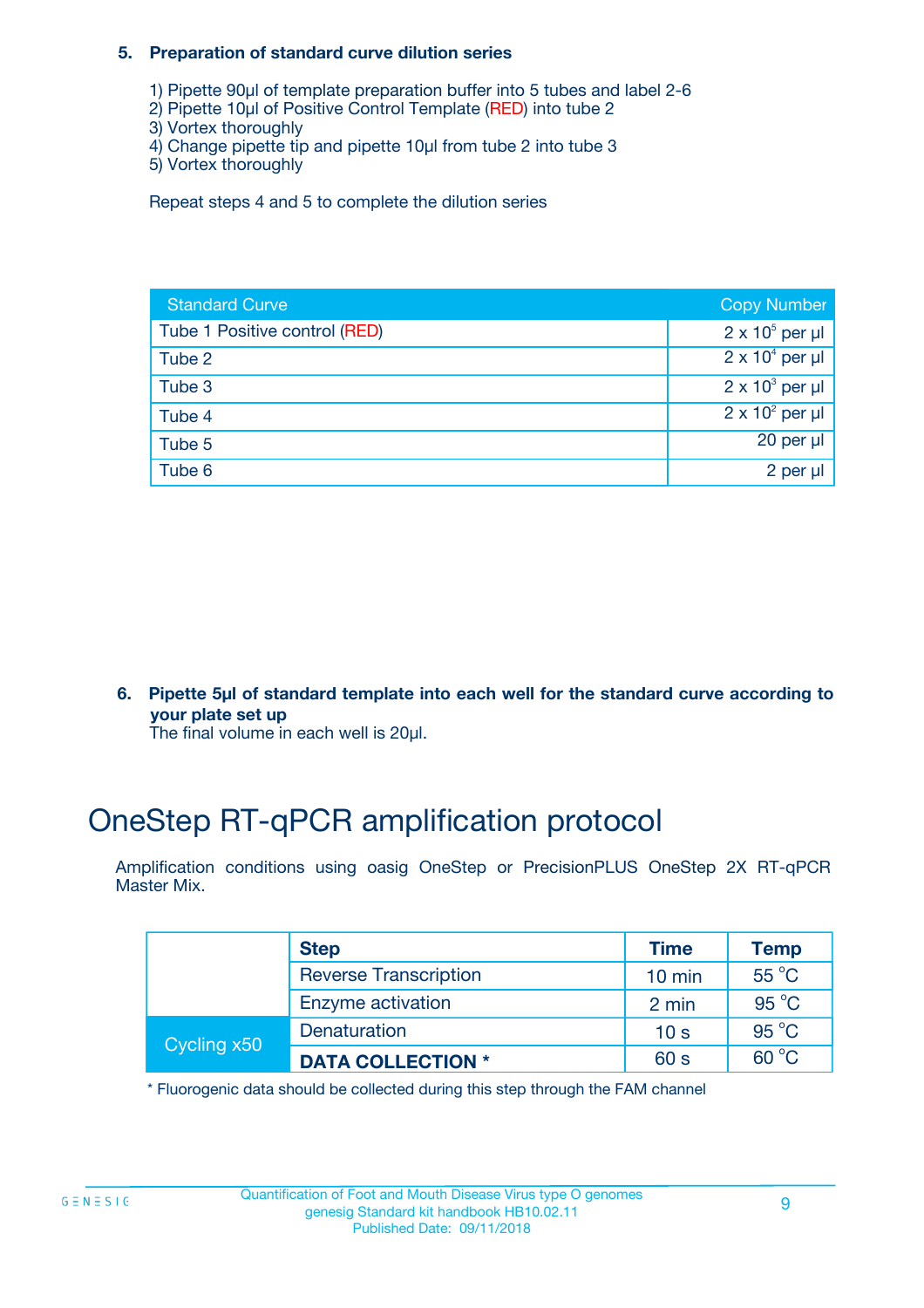**5. Preparation of standard curve dilution series**

1) Pipette 90µl of template preparation buffer into 5 tubes and label 2-6
2) Pipette 10µl of Positive Control Template (RED) into tube 2
3) Vortex thoroughly
4) Change pipette tip and pipette 10µl from tube 2 into tube 3
5) Vortex thoroughly

Repeat steps 4 and 5 to complete the dilution series

| Standard Curve | Copy Number |
|---|---|
| Tube 1 Positive control (RED) | $2 \times 10^5$ per µl |
| Tube 2 | $2 \times 10^4$ per µl |
| Tube 3 | $2 \times 10^3$ per µl |
| Tube 4 | $2 \times 10^2$ per µl |
| Tube 5 | 20 per µl |
| Tube 6 | 2 per µl |

**6. Pipette 5µl of standard template into each well for the standard curve according to your plate set up**
The final volume in each well is 20µl.

# OneStep RT-qPCR amplification protocol

Amplification conditions using oasig OneStep or PrecisionPLUS OneStep 2X RT-qPCR Master Mix.

| | Step | Time | Temp |
|---|---|---|---|
| | Reverse Transcription | 10 min | 55 °C |
| | Enzyme activation | 2 min | 95 °C |
| Cycling x50 | Denaturation | 10 s | 95 °C |
| | **DATA COLLECTION *** | 60 s | 60 °C |

* Fluorogenic data should be collected during this step through the FAM channel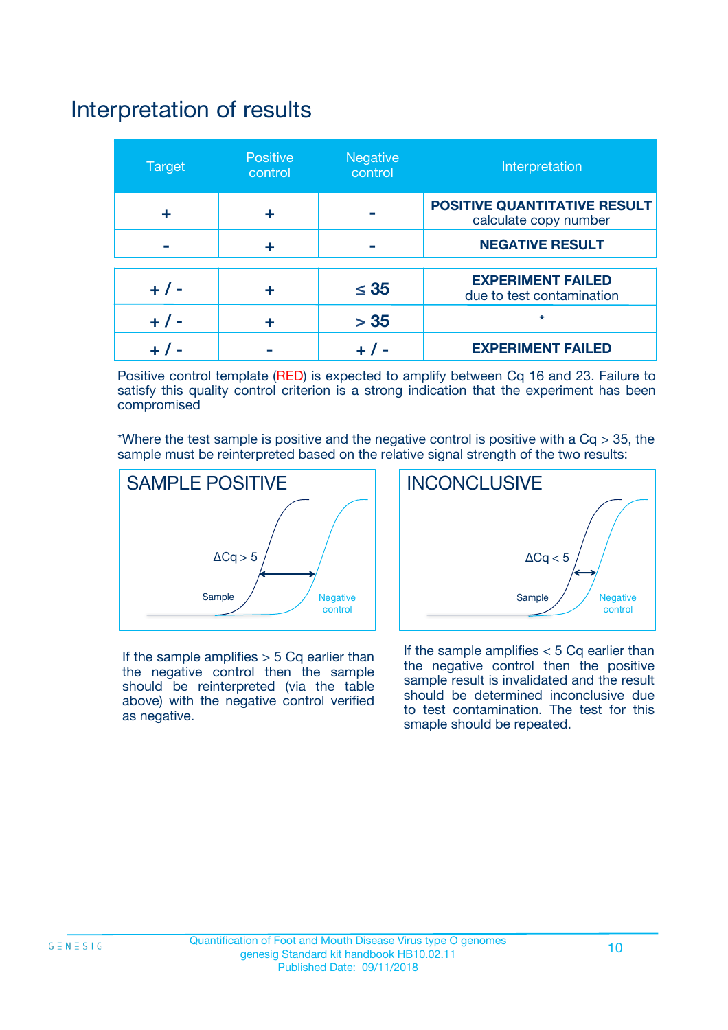# Interpretation of results

| Target | Positive control | Negative control | Interpretation |
|---|---|---|---|
| + | + | - | **POSITIVE QUANTITATIVE RESULT** calculate copy number |
| - | + | - | **NEGATIVE RESULT** |
| + / - | + | ≤ 35 | **EXPERIMENT FAILED** due to test contamination |
| + / - | + | > 35 | * |
| + / - | - | + / - | **EXPERIMENT FAILED** |

Positive control template (RED) is expected to amplify between Cq 16 and 23. Failure to satisfy this quality control criterion is a strong indication that the experiment has been compromised

*Where the test sample is positive and the negative control is positive with a Cq > 35, the sample must be reinterpreted based on the relative signal strength of the two results:

SAMPLE POSITIVE

ΔCq > 5

Sample

Negative control

INCONCLUSIVE

ΔCq < 5

Sample

Negative control

If the sample amplifies > 5 Cq earlier than the negative control then the sample should be reinterpreted (via the table above) with the negative control verified as negative.

If the sample amplifies < 5 Cq earlier than the negative control then the positive sample result is invalidated and the result should be determined inconclusive due to test contamination. The test for this smaple should be repeated.